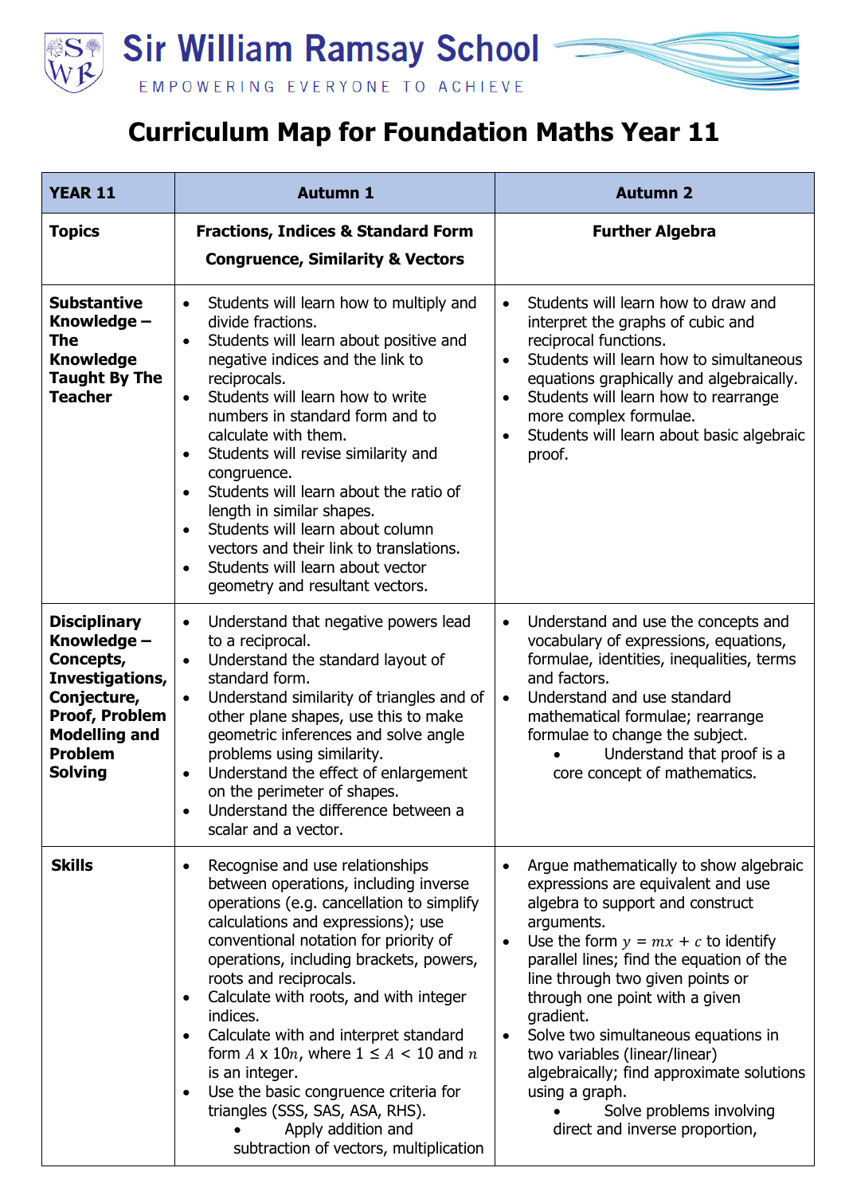# Sir William Ramsay School

EMPOWERING EVERYONE TO ACHIEVE

# Curriculum Map for Foundation Maths Year 11

| **YEAR 11** | **Autumn 1** | **Autumn 2** |
|---|---|---|
| **Topics** | **Fractions, Indices & Standard Form**<br>**Congruence, Similarity & Vectors** | **Further Algebra** |
| **Substantive Knowledge – The Knowledge Taught By The Teacher** | • Students will learn how to multiply and divide fractions.<br>• Students will learn about positive and negative indices and the link to reciprocals.<br>• Students will learn how to write numbers in standard form and to calculate with them.<br>• Students will revise similarity and congruence.<br>• Students will learn about the ratio of length in similar shapes.<br>• Students will learn about column vectors and their link to translations.<br>• Students will learn about vector geometry and resultant vectors. | • Students will learn how to draw and interpret the graphs of cubic and reciprocal functions.<br>• Students will learn how to simultaneous equations graphically and algebraically.<br>• Students will learn how to rearrange more complex formulae.<br>• Students will learn about basic algebraic proof. |
| **Disciplinary Knowledge – Concepts, Investigations, Conjecture, Proof, Problem Modelling and Problem Solving** | • Understand that negative powers lead to a reciprocal.<br>• Understand the standard layout of standard form.<br>• Understand similarity of triangles and of other plane shapes, use this to make geometric inferences and solve angle problems using similarity.<br>• Understand the effect of enlargement on the perimeter of shapes.<br>• Understand the difference between a scalar and a vector. | • Understand and use the concepts and vocabulary of expressions, equations, formulae, identities, inequalities, terms and factors.<br>• Understand and use standard mathematical formulae; rearrange formulae to change the subject.<br>• Understand that proof is a core concept of mathematics. |
| **Skills** | • Recognise and use relationships between operations, including inverse operations (e.g. cancellation to simplify calculations and expressions); use conventional notation for priority of operations, including brackets, powers, roots and reciprocals.<br>• Calculate with roots, and with integer indices.<br>• Calculate with and interpret standard form $A \times 10n$, where $1 \leq A < 10$ and $n$ is an integer.<br>• Use the basic congruence criteria for triangles (SSS, SAS, ASA, RHS).<br>• Apply addition and subtraction of vectors, multiplication | • Argue mathematically to show algebraic expressions are equivalent and use algebra to support and construct arguments.<br>• Use the form $y = mx + c$ to identify parallel lines; find the equation of the line through two given points or through one point with a given gradient.<br>• Solve two simultaneous equations in two variables (linear/linear) algebraically; find approximate solutions using a graph.<br>• Solve problems involving direct and inverse proportion, |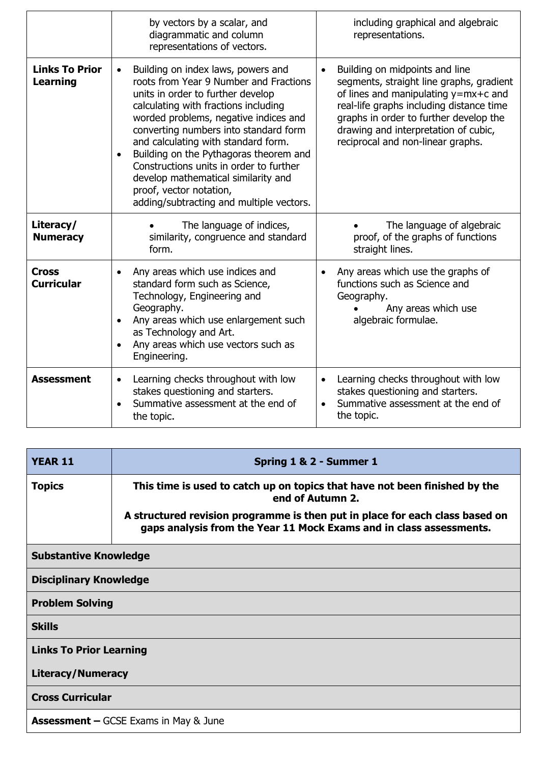| | | |
|---|---|---|
| | by vectors by a scalar, and diagrammatic and column representations of vectors. | including graphical and algebraic representations. |
| **Links To Prior Learning** | • Building on index laws, powers and roots from Year 9 Number and Fractions units in order to further develop calculating with fractions including worded problems, negative indices and converting numbers into standard form and calculating with standard form.<br>• Building on the Pythagoras theorem and Constructions units in order to further develop mathematical similarity and proof, vector notation, adding/subtracting and multiple vectors. | • Building on midpoints and line segments, straight line graphs, gradient of lines and manipulating y=mx+c and real-life graphs including distance time graphs in order to further develop the drawing and interpretation of cubic, reciprocal and non-linear graphs. |
| **Literacy/ Numeracy** | • The language of indices, similarity, congruence and standard form. | • The language of algebraic proof, of the graphs of functions straight lines. |
| **Cross Curricular** | • Any areas which use indices and standard form such as Science, Technology, Engineering and Geography.<br>• Any areas which use enlargement such as Technology and Art.<br>• Any areas which use vectors such as Engineering. | • Any areas which use the graphs of functions such as Science and Geography.<br>• Any areas which use algebraic formulae. |
| **Assessment** | • Learning checks throughout with low stakes questioning and starters.<br>• Summative assessment at the end of the topic. | • Learning checks throughout with low stakes questioning and starters.<br>• Summative assessment at the end of the topic. |

| **YEAR 11** | **Spring 1 & 2 - Summer 1** |
|---|---|
| **Topics** | **This time is used to catch up on topics that have not been finished by the end of Autumn 2.**<br>**A structured revision programme is then put in place for each class based on gaps analysis from the Year 11 Mock Exams and in class assessments.** |
| **Substantive Knowledge** | |
| **Disciplinary Knowledge** | |
| **Problem Solving** | |
| **Skills** | |
| **Links To Prior Learning** | |
| **Literacy/Numeracy** | |
| **Cross Curricular** | |
| **Assessment –** GCSE Exams in May & June | |